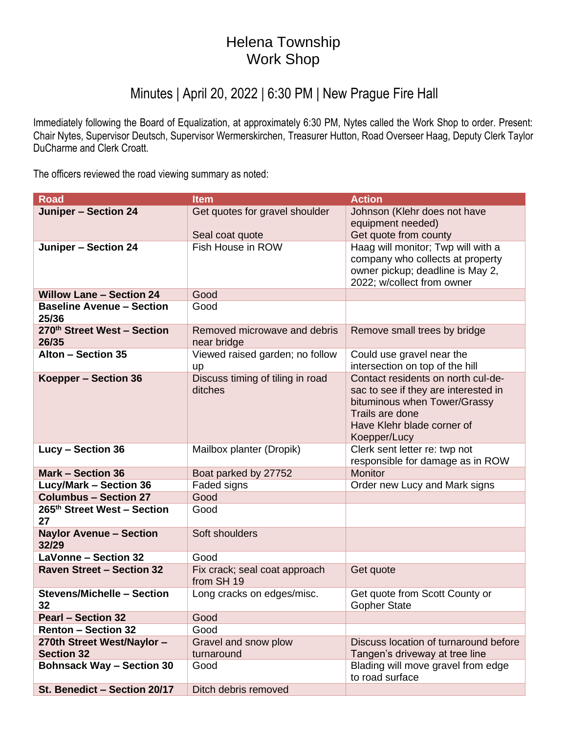# Helena Township
# Work Shop

## Minutes | April 20, 2022 | 6:30 PM | New Prague Fire Hall

Immediately following the Board of Equalization, at approximately 6:30 PM, Nytes called the Work Shop to order. Present: Chair Nytes, Supervisor Deutsch, Supervisor Wermerskirchen, Treasurer Hutton, Road Overseer Haag, Deputy Clerk Taylor DuCharme and Clerk Croatt.

The officers reviewed the road viewing summary as noted:

| Road | Item | Action |
|---|---|---|
| **Juniper – Section 24** | Get quotes for gravel shoulder<br><br>Seal coat quote | Johnson (Klehr does not have equipment needed)<br>Get quote from county |
| **Juniper – Section 24** | Fish House in ROW | Haag will monitor; Twp will with a company who collects at property owner pickup; deadline is May 2, 2022; w/collect from owner |
| **Willow Lane – Section 24** | Good | |
| **Baseline Avenue – Section 25/36** | Good | |
| **270th Street West – Section 26/35** | Removed microwave and debris near bridge | Remove small trees by bridge |
| **Alton – Section 35** | Viewed raised garden; no follow up | Could use gravel near the intersection on top of the hill |
| **Koepper – Section 36** | Discuss timing of tiling in road ditches | Contact residents on north cul-de-sac to see if they are interested in bituminous when Tower/Grassy Trails are done<br>Have Klehr blade corner of Koepper/Lucy |
| **Lucy – Section 36** | Mailbox planter (Dropik) | Clerk sent letter re: twp not responsible for damage as in ROW |
| **Mark – Section 36** | Boat parked by 27752 | Monitor |
| **Lucy/Mark – Section 36** | Faded signs | Order new Lucy and Mark signs |
| **Columbus – Section 27** | Good | |
| **265th Street West – Section 27** | Good | |
| **Naylor Avenue – Section 32/29** | Soft shoulders | |
| **LaVonne – Section 32** | Good | |
| **Raven Street – Section 32** | Fix crack; seal coat approach from SH 19 | Get quote |
| **Stevens/Michelle – Section 32** | Long cracks on edges/misc. | Get quote from Scott County or Gopher State |
| **Pearl – Section 32** | Good | |
| **Renton – Section 32** | Good | |
| **270th Street West/Naylor – Section 32** | Gravel and snow plow turnaround | Discuss location of turnaround before Tangen's driveway at tree line |
| **Bohnsack Way – Section 30** | Good | Blading will move gravel from edge to road surface |
| **St. Benedict – Section 20/17** | Ditch debris removed | |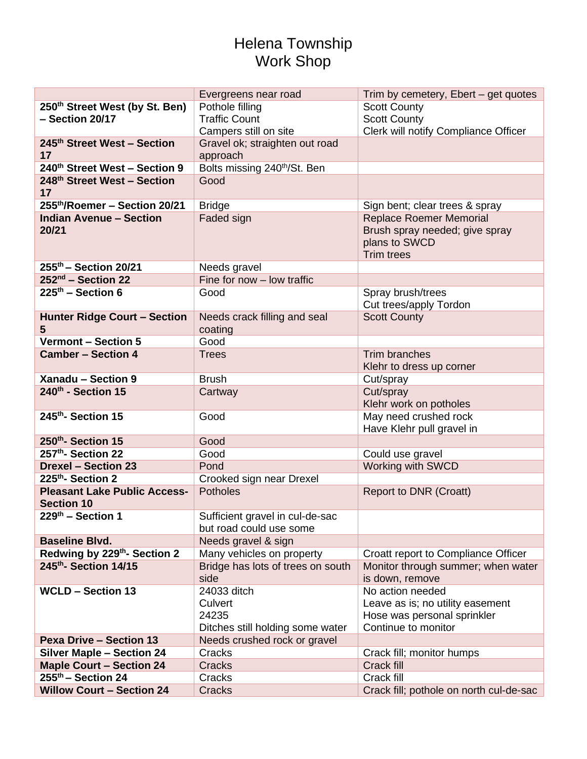# Helena Township
# Work Shop

| | | |
|---|---|---|
| | Evergreens near road | Trim by cemetery, Ebert – get quotes |
| **250th Street West (by St. Ben) – Section 20/17** | Pothole filling<br>Traffic Count<br>Campers still on site | Scott County<br>Scott County<br>Clerk will notify Compliance Officer |
| **245th Street West – Section 17** | Gravel ok; straighten out road approach | |
| **240th Street West – Section 9** | Bolts missing 240th/St. Ben | |
| **248th Street West – Section 17** | Good | |
| **255th/Roemer – Section 20/21** | Bridge | Sign bent; clear trees & spray |
| **Indian Avenue – Section 20/21** | Faded sign | Replace Roemer Memorial<br>Brush spray needed; give spray plans to SWCD<br>Trim trees |
| **255th – Section 20/21** | Needs gravel | |
| **252nd – Section 22** | Fine for now – low traffic | |
| **225th – Section 6** | Good | Spray brush/trees<br>Cut trees/apply Tordon |
| **Hunter Ridge Court – Section 5** | Needs crack filling and seal coating | Scott County |
| **Vermont – Section 5** | Good | |
| **Camber – Section 4** | Trees | Trim branches<br>Klehr to dress up corner |
| **Xanadu – Section 9** | Brush | Cut/spray |
| **240th - Section 15** | Cartway | Cut/spray<br>Klehr work on potholes |
| **245th- Section 15** | Good | May need crushed rock<br>Have Klehr pull gravel in |
| **250th- Section 15** | Good | |
| **257th- Section 22** | Good | Could use gravel |
| **Drexel – Section 23** | Pond | Working with SWCD |
| **225th- Section 2** | Crooked sign near Drexel | |
| **Pleasant Lake Public Access- Section 10** | Potholes | Report to DNR (Croatt) |
| **229th – Section 1** | Sufficient gravel in cul-de-sac but road could use some | |
| **Baseline Blvd.** | Needs gravel & sign | |
| **Redwing by 229th- Section 2** | Many vehicles on property | Croatt report to Compliance Officer |
| **245th- Section 14/15** | Bridge has lots of trees on south side | Monitor through summer; when water is down, remove |
| **WCLD – Section 13** | 24033 ditch<br>Culvert<br>24235<br>Ditches still holding some water | No action needed<br>Leave as is; no utility easement<br>Hose was personal sprinkler<br>Continue to monitor |
| **Pexa Drive – Section 13** | Needs crushed rock or gravel | |
| **Silver Maple – Section 24** | Cracks | Crack fill; monitor humps |
| **Maple Court – Section 24** | Cracks | Crack fill |
| **255th – Section 24** | Cracks | Crack fill |
| **Willow Court – Section 24** | Cracks | Crack fill; pothole on north cul-de-sac |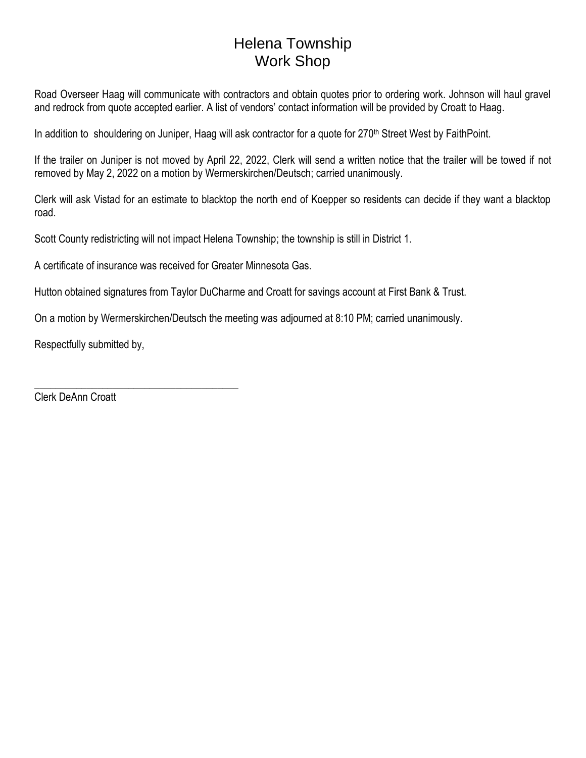# Helena Township
## Work Shop

Road Overseer Haag will communicate with contractors and obtain quotes prior to ordering work. Johnson will haul gravel and redrock from quote accepted earlier. A list of vendors' contact information will be provided by Croatt to Haag.

In addition to shouldering on Juniper, Haag will ask contractor for a quote for 270th Street West by FaithPoint.

If the trailer on Juniper is not moved by April 22, 2022, Clerk will send a written notice that the trailer will be towed if not removed by May 2, 2022 on a motion by Wermerskirchen/Deutsch; carried unanimously.

Clerk will ask Vistad for an estimate to blacktop the north end of Koepper so residents can decide if they want a blacktop road.

Scott County redistricting will not impact Helena Township; the township is still in District 1.

A certificate of insurance was received for Greater Minnesota Gas.

Hutton obtained signatures from Taylor DuCharme and Croatt for savings account at First Bank & Trust.

On a motion by Wermerskirchen/Deutsch the meeting was adjourned at 8:10 PM; carried unanimously.

Respectfully submitted by,

\_\_\_\_\_\_\_\_\_\_\_\_\_\_\_\_\_\_\_\_\_\_\_\_\_\_\_\_\_\_\_\_\_\_\_\_\_\_\_\_

Clerk DeAnn Croatt